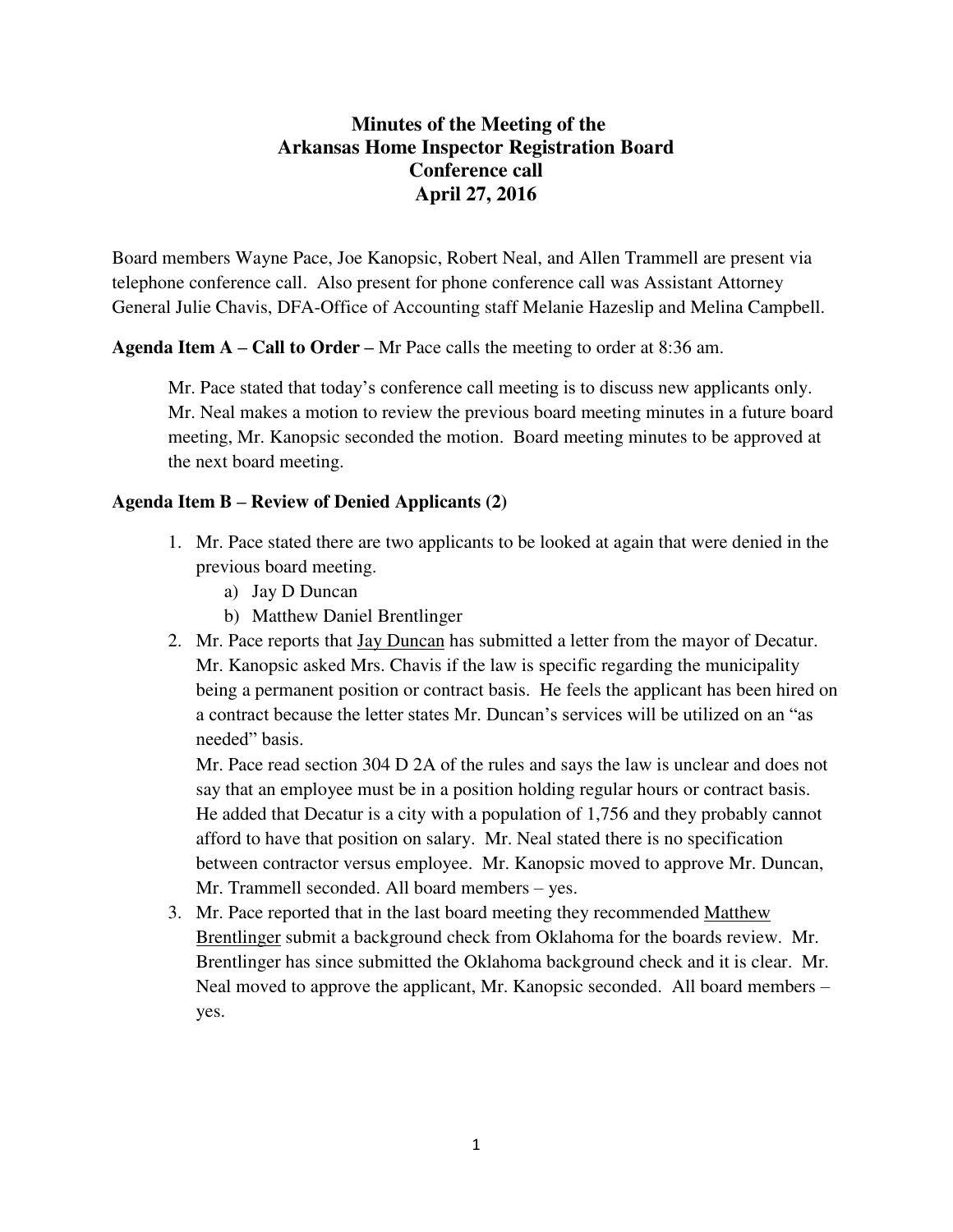# Minutes of the Meeting of the Arkansas Home Inspector Registration Board Conference call April 27, 2016

Board members Wayne Pace, Joe Kanopsic, Robert Neal, and Allen Trammell are present via telephone conference call. Also present for phone conference call was Assistant Attorney General Julie Chavis, DFA-Office of Accounting staff Melanie Hazeslip and Melina Campbell.

**Agenda Item A – Call to Order –** Mr Pace calls the meeting to order at 8:36 am.

> Mr. Pace stated that today's conference call meeting is to discuss new applicants only. Mr. Neal makes a motion to review the previous board meeting minutes in a future board meeting, Mr. Kanopsic seconded the motion. Board meeting minutes to be approved at the next board meeting.

**Agenda Item B – Review of Denied Applicants (2)**

1. Mr. Pace stated there are two applicants to be looked at again that were denied in the previous board meeting.
   a) Jay D Duncan
   b) Matthew Daniel Brentlinger
2. Mr. Pace reports that Jay Duncan has submitted a letter from the mayor of Decatur. Mr. Kanopsic asked Mrs. Chavis if the law is specific regarding the municipality being a permanent position or contract basis. He feels the applicant has been hired on a contract because the letter states Mr. Duncan's services will be utilized on an "as needed" basis.
   Mr. Pace read section 304 D 2A of the rules and says the law is unclear and does not say that an employee must be in a position holding regular hours or contract basis. He added that Decatur is a city with a population of 1,756 and they probably cannot afford to have that position on salary. Mr. Neal stated there is no specification between contractor versus employee. Mr. Kanopsic moved to approve Mr. Duncan, Mr. Trammell seconded. All board members – yes.
3. Mr. Pace reported that in the last board meeting they recommended Matthew Brentlinger submit a background check from Oklahoma for the boards review. Mr. Brentlinger has since submitted the Oklahoma background check and it is clear. Mr. Neal moved to approve the applicant, Mr. Kanopsic seconded. All board members – yes.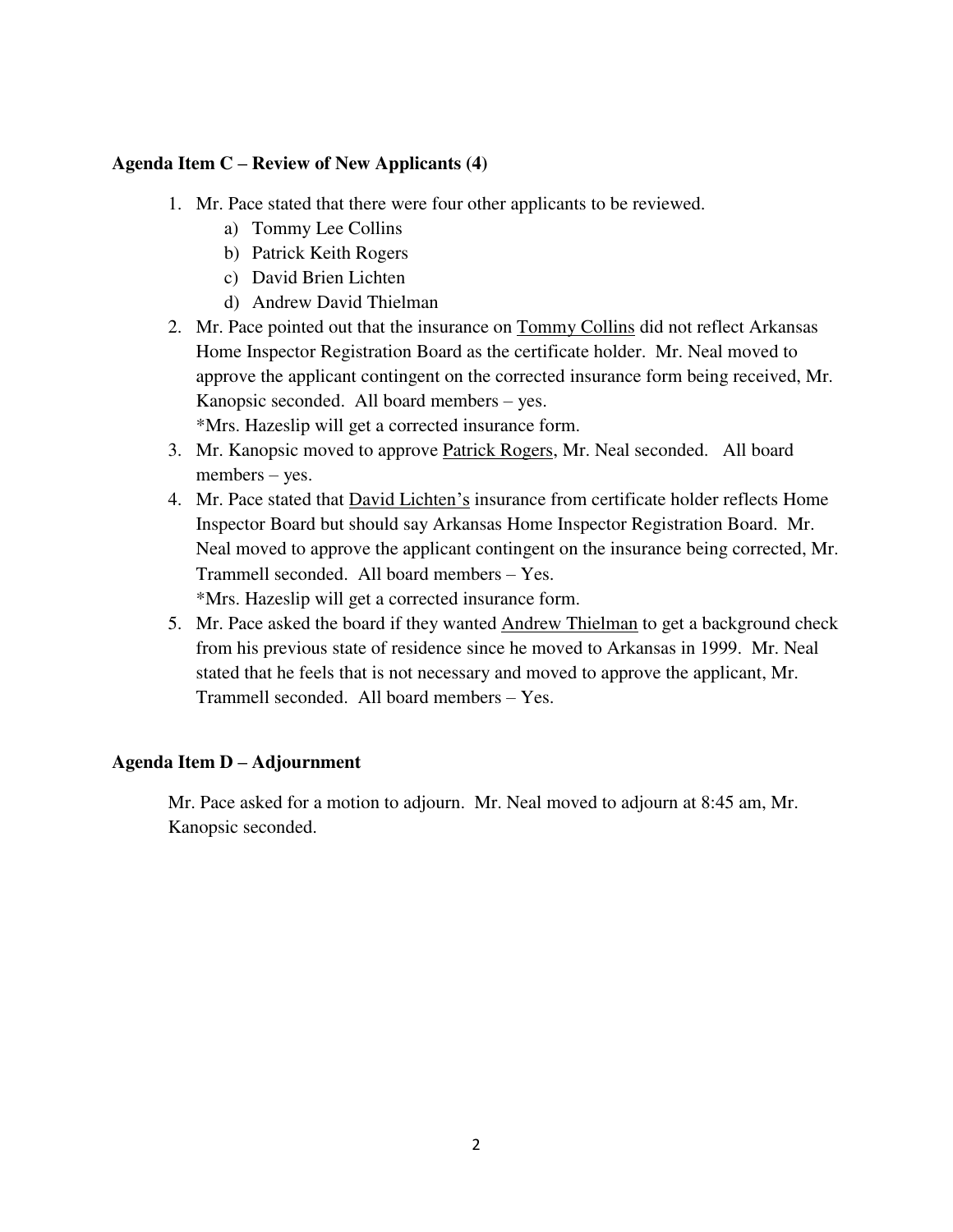**Agenda Item C – Review of New Applicants (4)**

1. Mr. Pace stated that there were four other applicants to be reviewed.
   a) Tommy Lee Collins
   b) Patrick Keith Rogers
   c) David Brien Lichten
   d) Andrew David Thielman
2. Mr. Pace pointed out that the insurance on Tommy Collins did not reflect Arkansas Home Inspector Registration Board as the certificate holder. Mr. Neal moved to approve the applicant contingent on the corrected insurance form being received, Mr. Kanopsic seconded. All board members – yes.
   *Mrs. Hazeslip will get a corrected insurance form.
3. Mr. Kanopsic moved to approve Patrick Rogers, Mr. Neal seconded. All board members – yes.
4. Mr. Pace stated that David Lichten's insurance from certificate holder reflects Home Inspector Board but should say Arkansas Home Inspector Registration Board. Mr. Neal moved to approve the applicant contingent on the insurance being corrected, Mr. Trammell seconded. All board members – Yes.
   *Mrs. Hazeslip will get a corrected insurance form.
5. Mr. Pace asked the board if they wanted Andrew Thielman to get a background check from his previous state of residence since he moved to Arkansas in 1999. Mr. Neal stated that he feels that is not necessary and moved to approve the applicant, Mr. Trammell seconded. All board members – Yes.

**Agenda Item D – Adjournment**

Mr. Pace asked for a motion to adjourn. Mr. Neal moved to adjourn at 8:45 am, Mr. Kanopsic seconded.